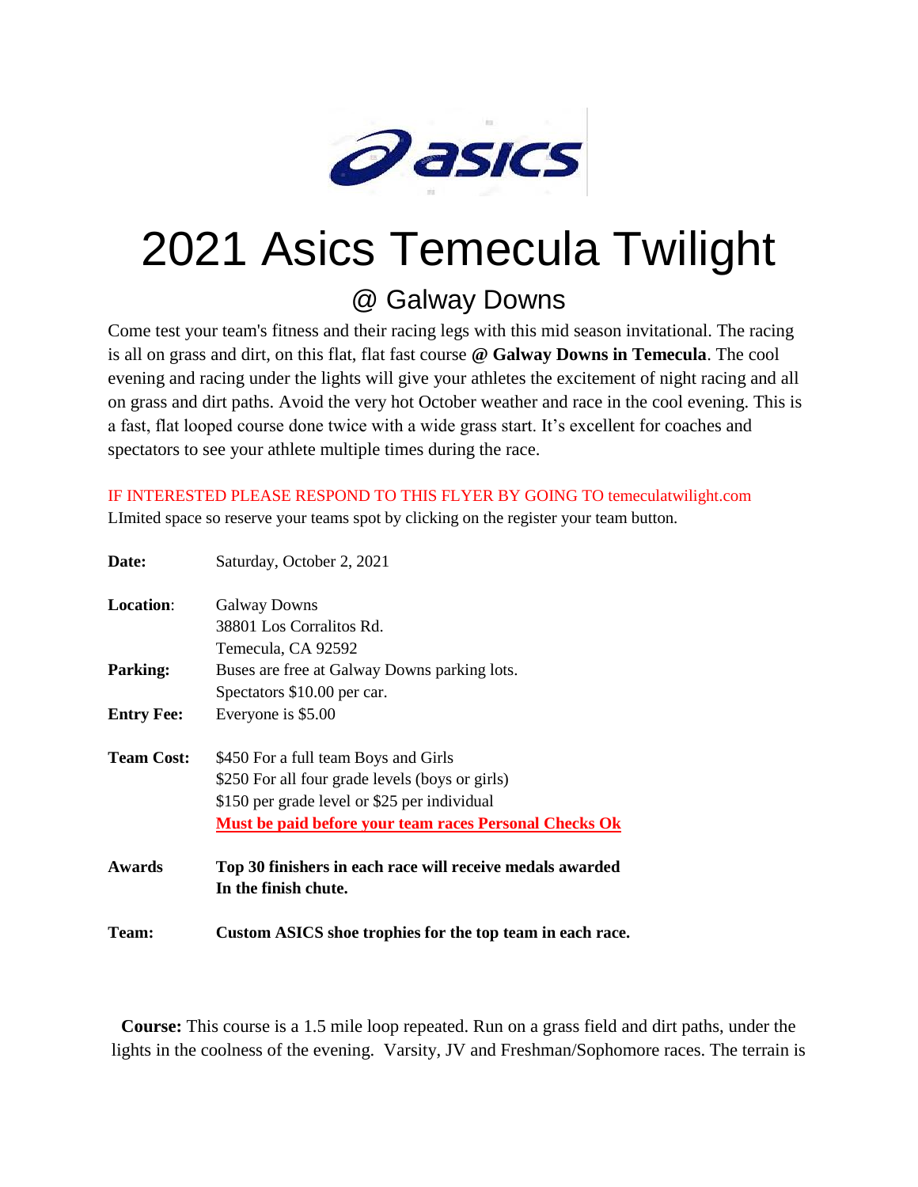# 2021 Asics Temecula Twilight

## @ Galway Downs

Come test your team's fitness and their racing legs with this mid season invitational. The racing is all on grass and dirt, on this flat, flat fast course **@ Galway Downs in Temecula**. The cool evening and racing under the lights will give your athletes the excitement of night racing and all on grass and dirt paths. Avoid the very hot October weather and race in the cool evening. This is a fast, flat looped course done twice with a wide grass start. It's excellent for coaches and spectators to see your athlete multiple times during the race.

IF INTERESTED PLEASE RESPOND TO THIS FLYER BY GOING TO temeculatwilight.com

LImited space so reserve your teams spot by clicking on the register your team button.

**Date:** Saturday, October 2, 2021

**Location:** Galway Downs
38801 Los Corralitos Rd.
Temecula, CA 92592

**Parking:** Buses are free at Galway Downs parking lots.
Spectators $10.00 per car.

**Entry Fee:** Everyone is $5.00

**Team Cost:** $450 For a full team Boys and Girls
$250 For all four grade levels (boys or girls)
$150 per grade level or $25 per individual
**Must be paid before your team races Personal Checks Ok**

**Awards** **Top 30 finishers in each race will receive medals awarded In the finish chute.**

**Team:** **Custom ASICS shoe trophies for the top team in each race.**

**Course:** This course is a 1.5 mile loop repeated. Run on a grass field and dirt paths, under the lights in the coolness of the evening. Varsity, JV and Freshman/Sophomore races. The terrain is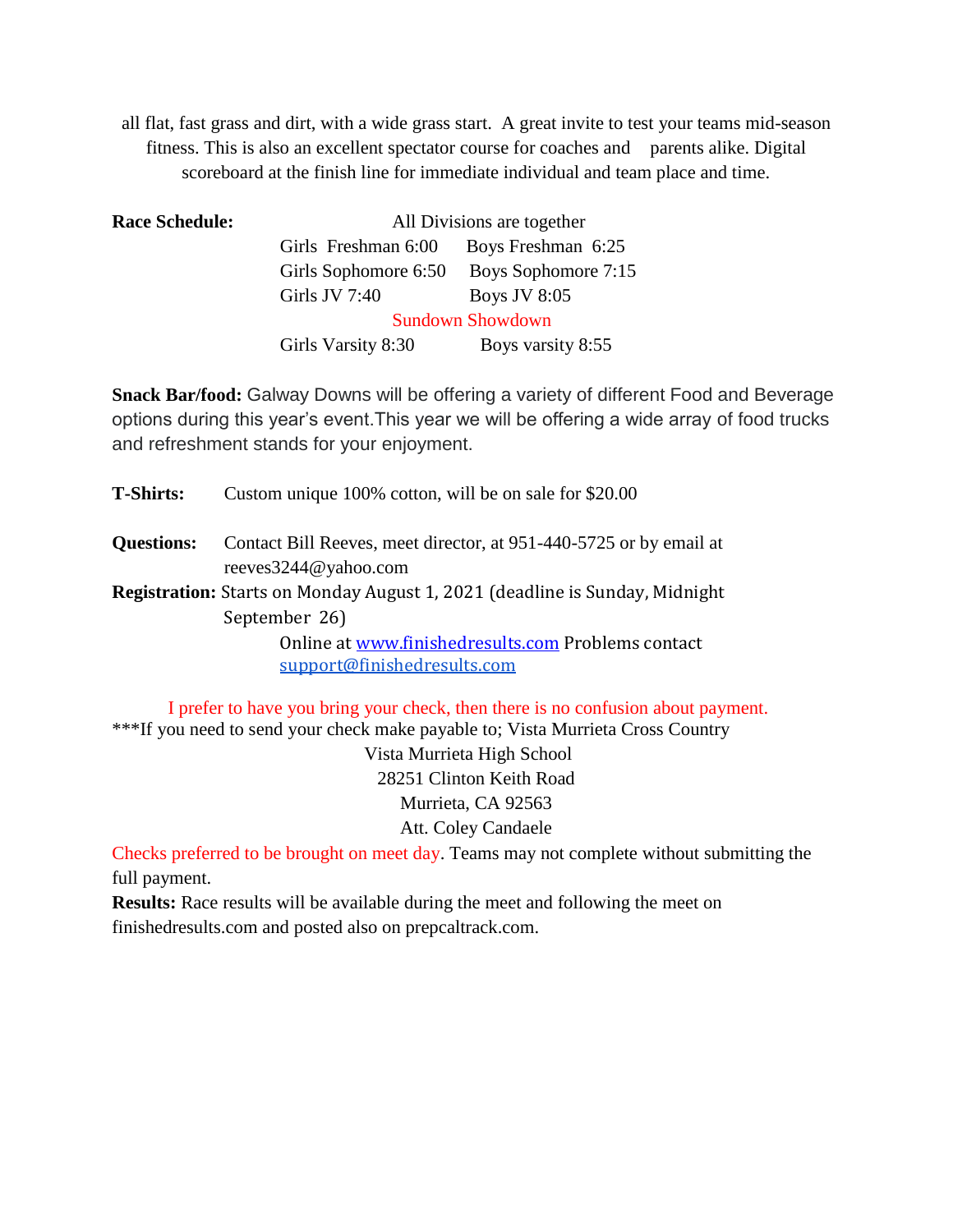all flat, fast grass and dirt, with a wide grass start. A great invite to test your teams mid-season fitness. This is also an excellent spectator course for coaches and parents alike. Digital scoreboard at the finish line for immediate individual and team place and time.

**Race Schedule:** All Divisions are together

| | |
|---|---|
| Girls Freshman 6:00 | Boys Freshman 6:25 |
| Girls Sophomore 6:50 | Boys Sophomore 7:15 |
| Girls JV 7:40 | Boys JV 8:05 |
| Sundown Showdown | |
| Girls Varsity 8:30 | Boys varsity 8:55 |

**Snack Bar/food:** Galway Downs will be offering a variety of different Food and Beverage options during this year's event.This year we will be offering a wide array of food trucks and refreshment stands for your enjoyment.

**T-Shirts:** Custom unique 100% cotton, will be on sale for $20.00

**Questions:** Contact Bill Reeves, meet director, at 951-440-5725 or by email at reeves3244@yahoo.com

**Registration:** Starts on Monday August 1, 2021 (deadline is Sunday, Midnight September 26)

Online at [www.finishedresults.com](http://www.finishedresults.com) Problems contact [support@finishedresults.com](mailto:support@finishedresults.com)

I prefer to have you bring your check, then there is no confusion about payment.

***If you need to send your check make payable to; Vista Murrieta Cross Country

Vista Murrieta High School
28251 Clinton Keith Road
Murrieta, CA 92563
Att. Coley Candaele

Checks preferred to be brought on meet day. Teams may not complete without submitting the full payment.

**Results:** Race results will be available during the meet and following the meet on finishedresults.com and posted also on prepcaltrack.com.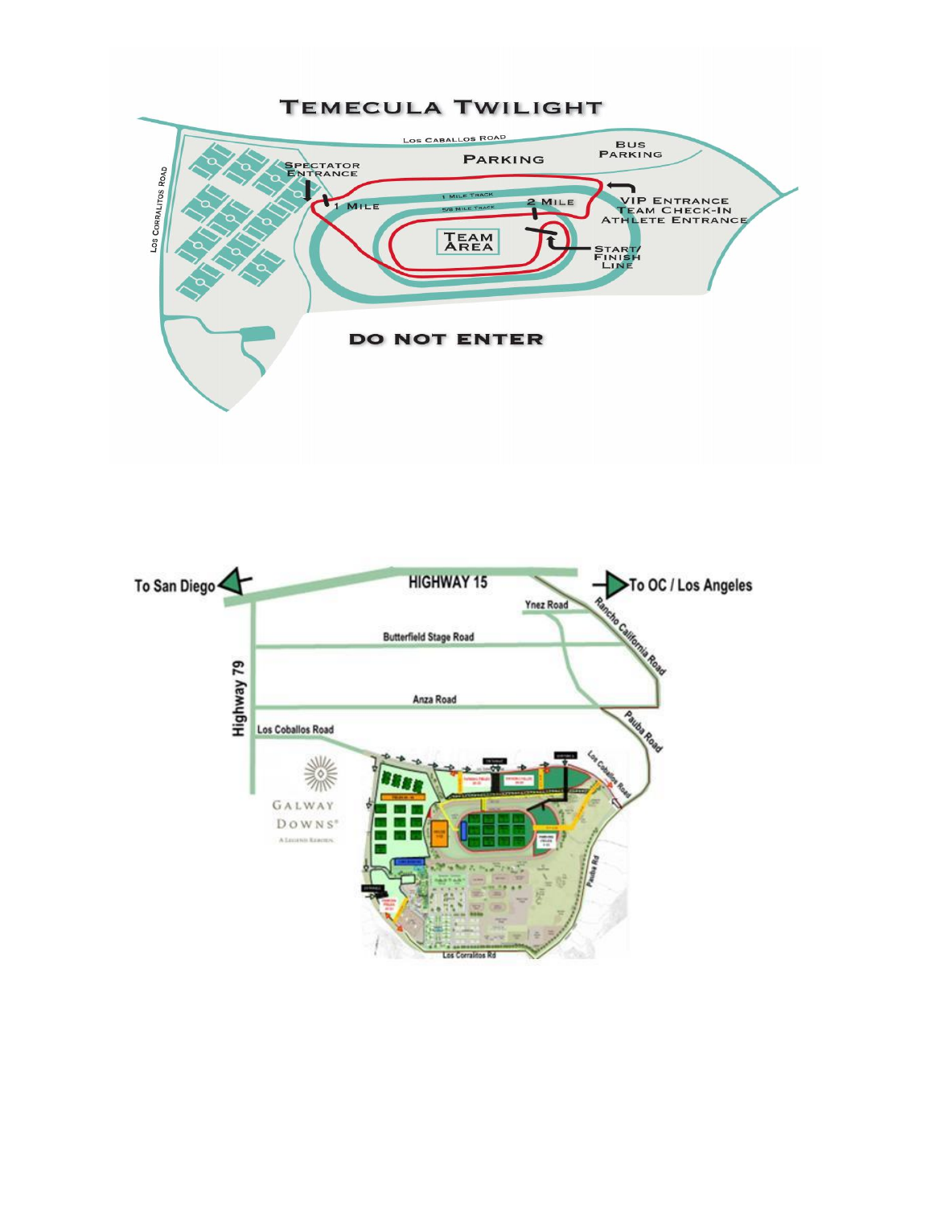# Temecula Twilight

Los Caballos Road

Parking

Bus Parking

Los Corralitos Road

Spectator Entrance

1 Mile

1 Mile Track

5/8 Mile Track

2 Mile

VIP Entrance
Team Check-In
Athlete Entrance

Team Area

Start/
Finish
Line

DO NOT ENTER

To San Diego

HIGHWAY 15

To OC / Los Angeles

Ynez Road

Rancho California Road

Butterfield Stage Road

Highway 79

Anza Road

Pauba Road

Los Coballos Road

Galway Downs

Los Caballos Road

Pauba Rd

Los Corralitos Rd